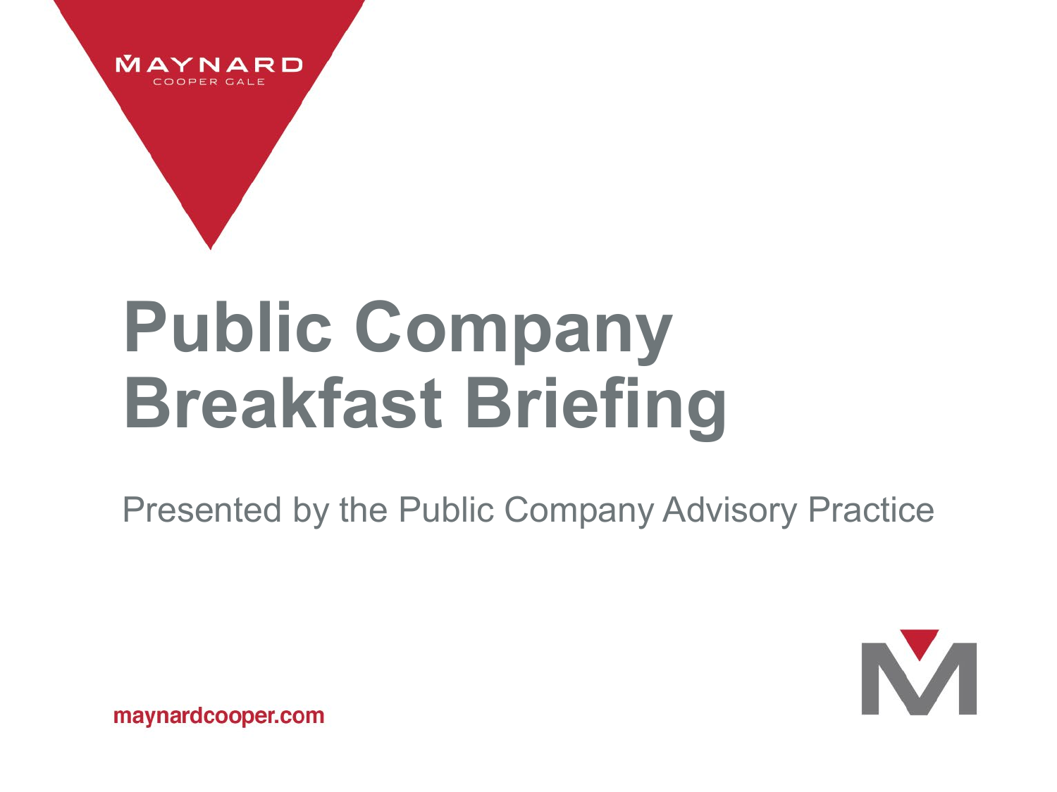MAYNARD
COOPER GALE

# Public Company Breakfast Briefing

Presented by the Public Company Advisory Practice

maynardcooper.com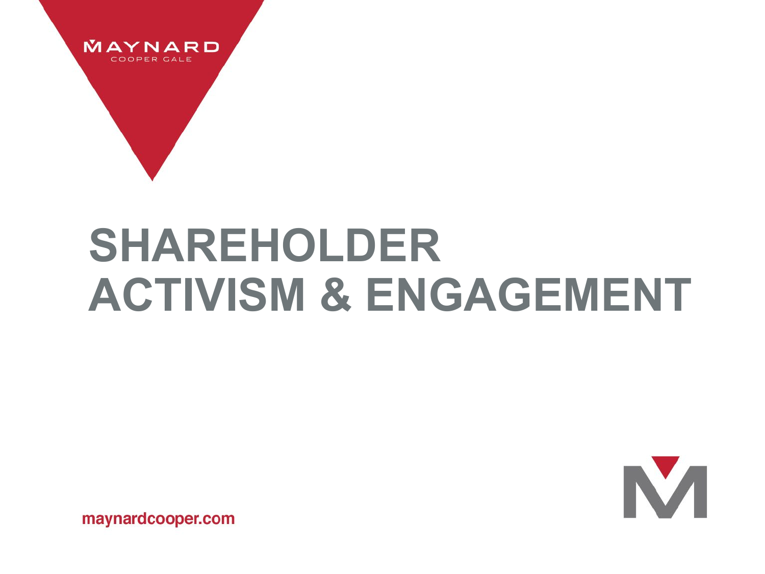MAYNARD
COOPER GALE

# SHAREHOLDER ACTIVISM & ENGAGEMENT

maynardcooper.com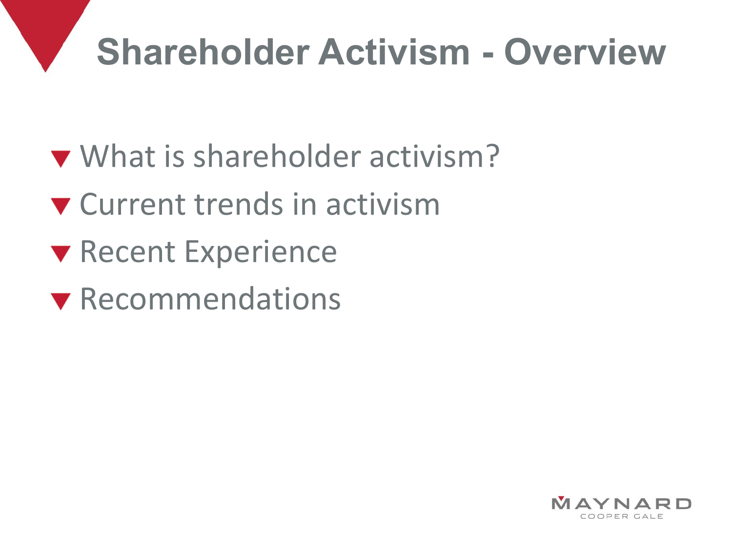# Shareholder Activism - Overview

- What is shareholder activism?
- Current trends in activism
- Recent Experience
- Recommendations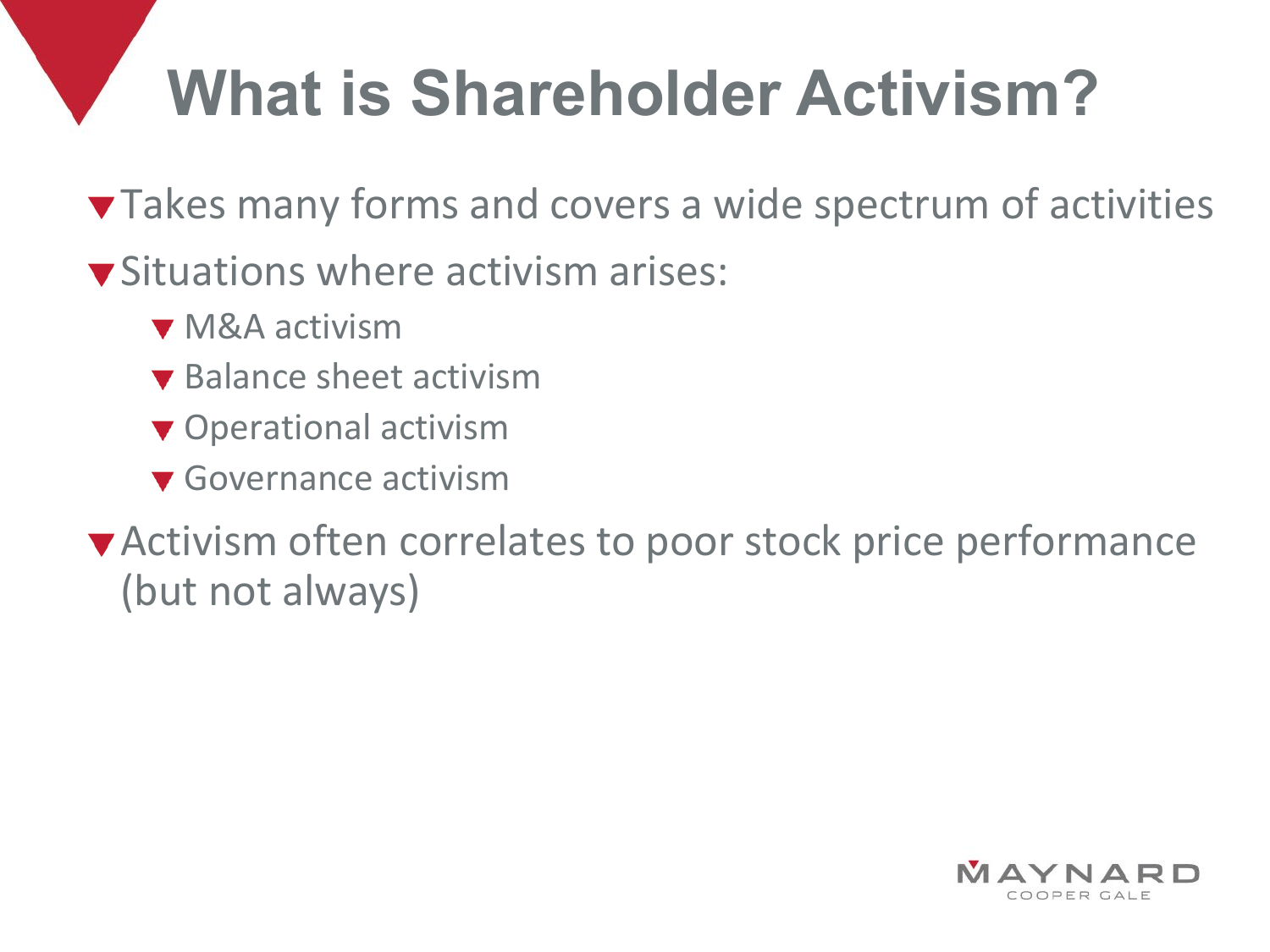# What is Shareholder Activism?

- Takes many forms and covers a wide spectrum of activities
- Situations where activism arises:
  - M&A activism
  - Balance sheet activism
  - Operational activism
  - Governance activism
- Activism often correlates to poor stock price performance (but not always)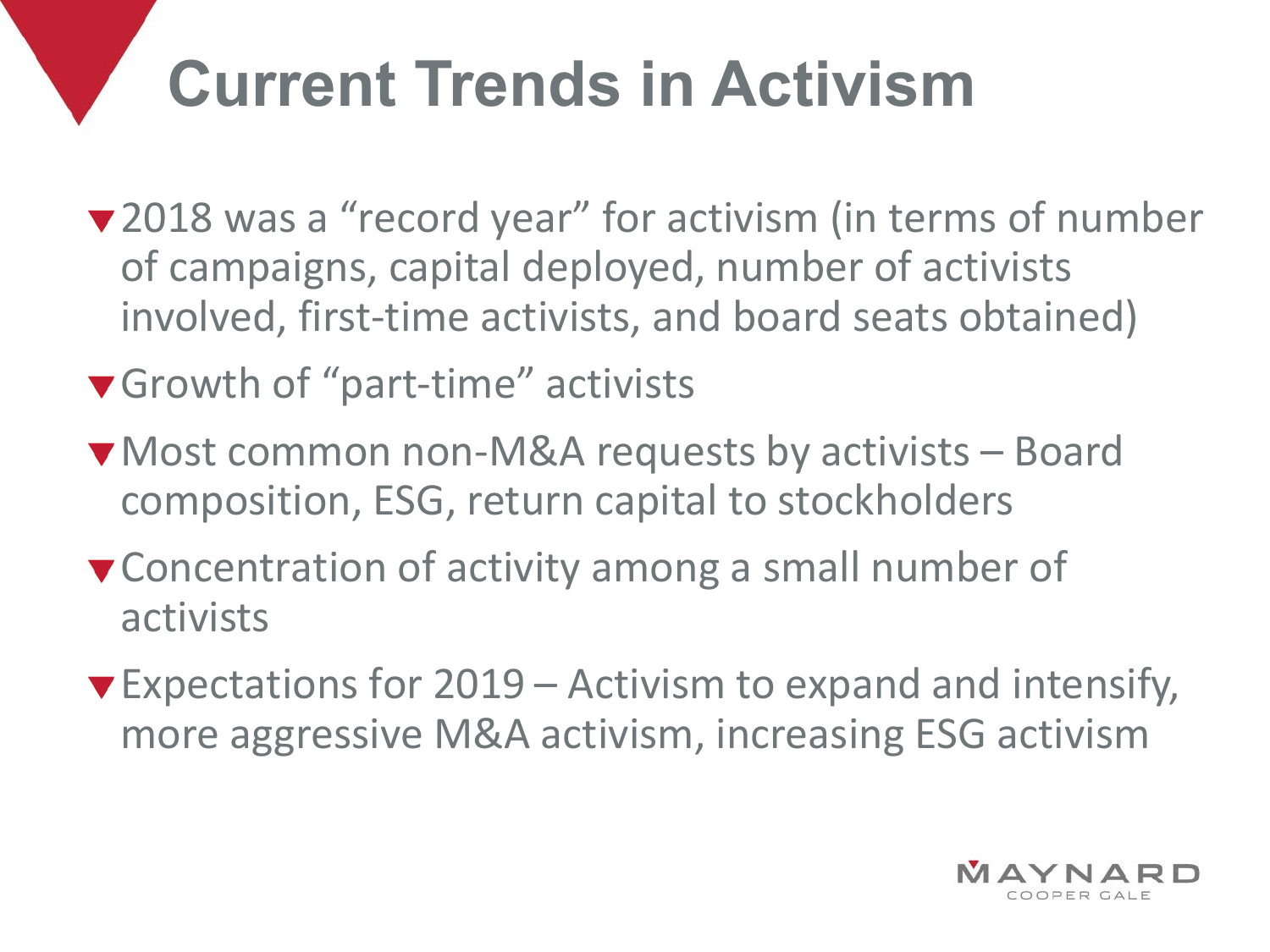# Current Trends in Activism

- 2018 was a "record year" for activism (in terms of number of campaigns, capital deployed, number of activists involved, first-time activists, and board seats obtained)
- Growth of "part-time" activists
- Most common non-M&A requests by activists – Board composition, ESG, return capital to stockholders
- Concentration of activity among a small number of activists
- Expectations for 2019 – Activism to expand and intensify, more aggressive M&A activism, increasing ESG activism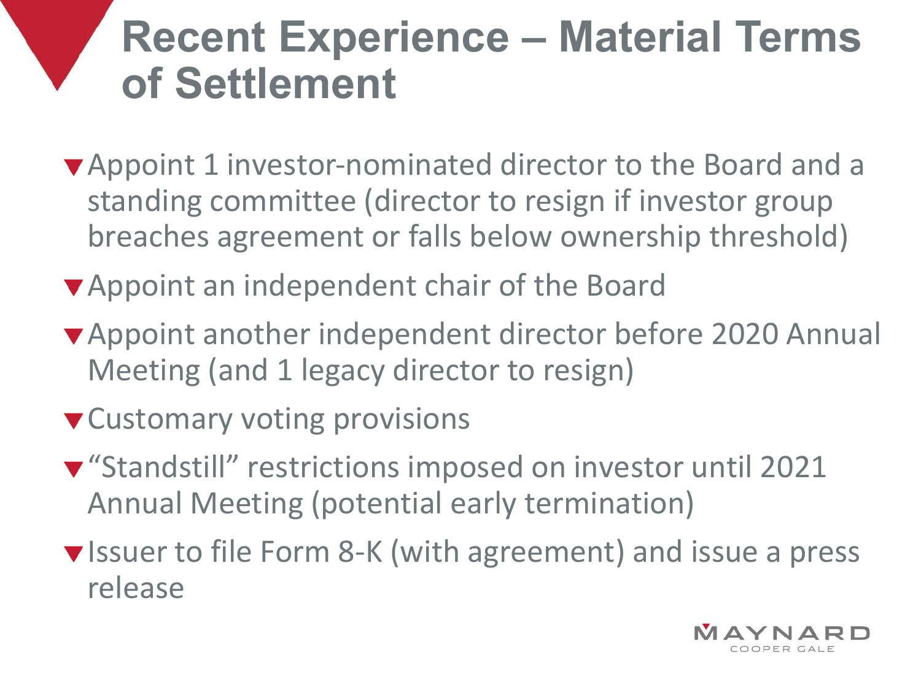# Recent Experience – Material Terms of Settlement

- Appoint 1 investor-nominated director to the Board and a standing committee (director to resign if investor group breaches agreement or falls below ownership threshold)
- Appoint an independent chair of the Board
- Appoint another independent director before 2020 Annual Meeting (and 1 legacy director to resign)
- Customary voting provisions
- "Standstill" restrictions imposed on investor until 2021 Annual Meeting (potential early termination)
- Issuer to file Form 8-K (with agreement) and issue a press release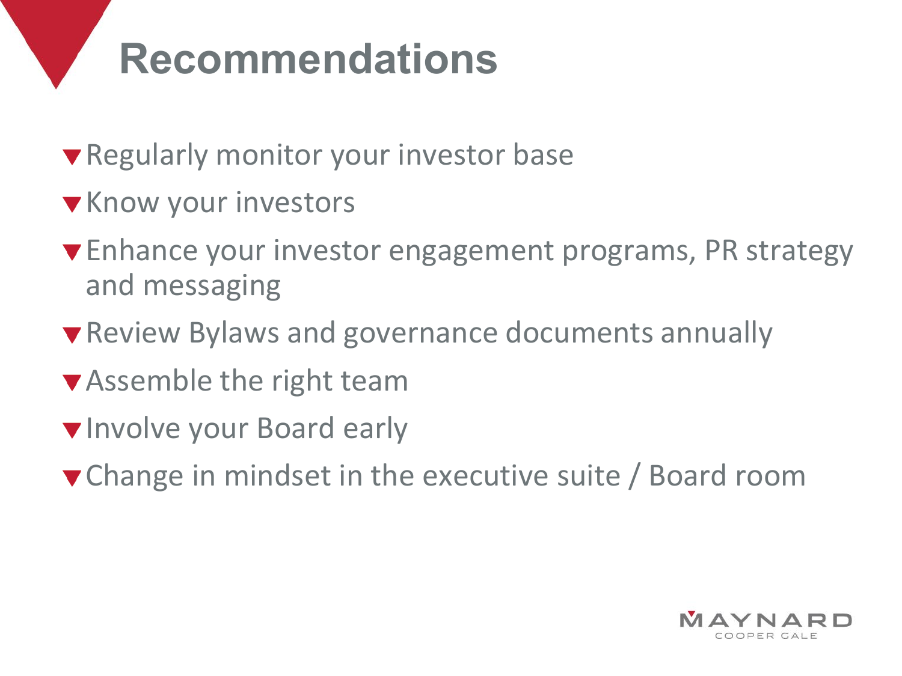# Recommendations

- Regularly monitor your investor base
- Know your investors
- Enhance your investor engagement programs, PR strategy and messaging
- Review Bylaws and governance documents annually
- Assemble the right team
- Involve your Board early
- Change in mindset in the executive suite / Board room